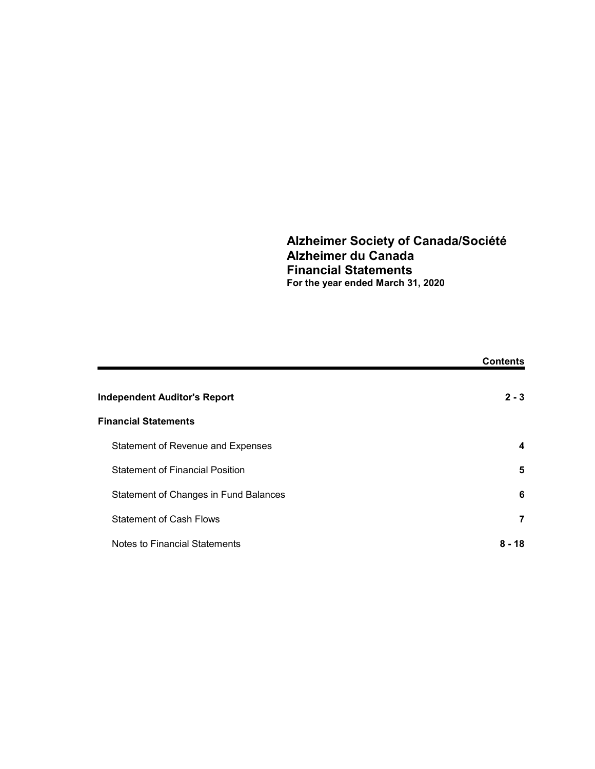# Alzheimer Society of Canada/Société Alzheimer du Canada
# Financial Statements
**For the year ended March 31, 2020**

| | **Contents** |
|---|---|
| **Independent Auditor's Report** | **2 - 3** |
| **Financial Statements** | |
| Statement of Revenue and Expenses | **4** |
| Statement of Financial Position | **5** |
| Statement of Changes in Fund Balances | **6** |
| Statement of Cash Flows | **7** |
| Notes to Financial Statements | **8 - 18** |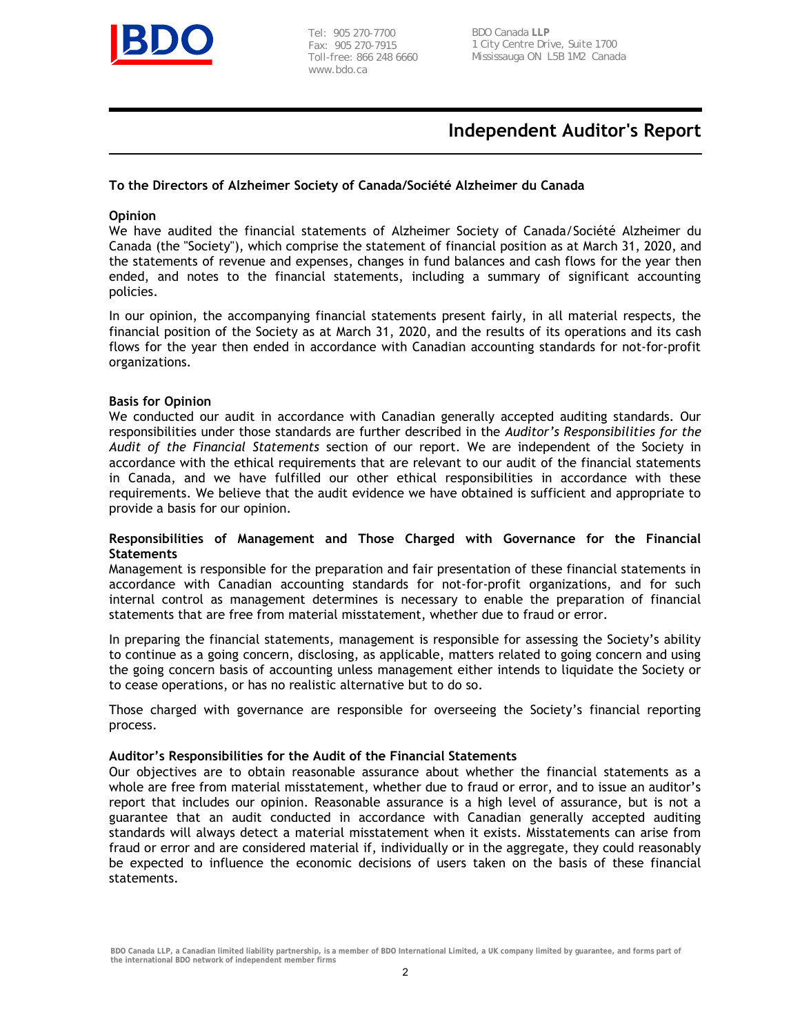BDO

Tel: 905 270-7700
Fax: 905 270-7915
Toll-free: 866 248 6660
www.bdo.ca

BDO Canada **LLP**
1 City Centre Drive, Suite 1700
Mississauga ON L5B 1M2 Canada

# Independent Auditor's Report

**To the Directors of Alzheimer Society of Canada/Société Alzheimer du Canada**

**Opinion**

We have audited the financial statements of Alzheimer Society of Canada/Société Alzheimer du Canada (the "Society"), which comprise the statement of financial position as at March 31, 2020, and the statements of revenue and expenses, changes in fund balances and cash flows for the year then ended, and notes to the financial statements, including a summary of significant accounting policies.

In our opinion, the accompanying financial statements present fairly, in all material respects, the financial position of the Society as at March 31, 2020, and the results of its operations and its cash flows for the year then ended in accordance with Canadian accounting standards for not-for-profit organizations.

**Basis for Opinion**

We conducted our audit in accordance with Canadian generally accepted auditing standards. Our responsibilities under those standards are further described in the *Auditor's Responsibilities for the Audit of the Financial Statements* section of our report. We are independent of the Society in accordance with the ethical requirements that are relevant to our audit of the financial statements in Canada, and we have fulfilled our other ethical responsibilities in accordance with these requirements. We believe that the audit evidence we have obtained is sufficient and appropriate to provide a basis for our opinion.

**Responsibilities of Management and Those Charged with Governance for the Financial Statements**

Management is responsible for the preparation and fair presentation of these financial statements in accordance with Canadian accounting standards for not-for-profit organizations, and for such internal control as management determines is necessary to enable the preparation of financial statements that are free from material misstatement, whether due to fraud or error.

In preparing the financial statements, management is responsible for assessing the Society's ability to continue as a going concern, disclosing, as applicable, matters related to going concern and using the going concern basis of accounting unless management either intends to liquidate the Society or to cease operations, or has no realistic alternative but to do so.

Those charged with governance are responsible for overseeing the Society's financial reporting process.

**Auditor's Responsibilities for the Audit of the Financial Statements**

Our objectives are to obtain reasonable assurance about whether the financial statements as a whole are free from material misstatement, whether due to fraud or error, and to issue an auditor's report that includes our opinion. Reasonable assurance is a high level of assurance, but is not a guarantee that an audit conducted in accordance with Canadian generally accepted auditing standards will always detect a material misstatement when it exists. Misstatements can arise from fraud or error and are considered material if, individually or in the aggregate, they could reasonably be expected to influence the economic decisions of users taken on the basis of these financial statements.

BDO Canada LLP, a Canadian limited liability partnership, is a member of BDO International Limited, a UK company limited by guarantee, and forms part of the international BDO network of independent member firms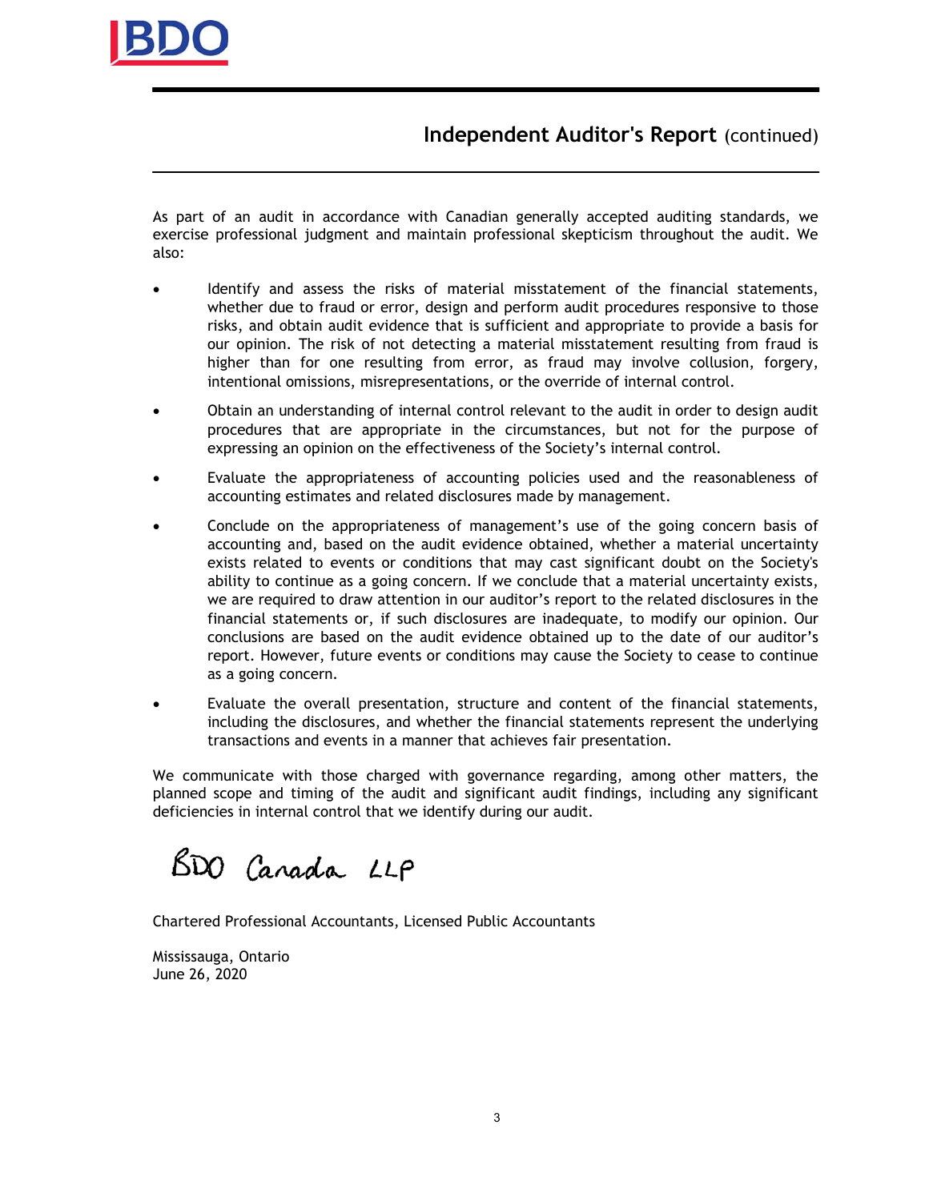## Independent Auditor's Report (continued)

As part of an audit in accordance with Canadian generally accepted auditing standards, we exercise professional judgment and maintain professional skepticism throughout the audit. We also:

- Identify and assess the risks of material misstatement of the financial statements, whether due to fraud or error, design and perform audit procedures responsive to those risks, and obtain audit evidence that is sufficient and appropriate to provide a basis for our opinion. The risk of not detecting a material misstatement resulting from fraud is higher than for one resulting from error, as fraud may involve collusion, forgery, intentional omissions, misrepresentations, or the override of internal control.
- Obtain an understanding of internal control relevant to the audit in order to design audit procedures that are appropriate in the circumstances, but not for the purpose of expressing an opinion on the effectiveness of the Society's internal control.
- Evaluate the appropriateness of accounting policies used and the reasonableness of accounting estimates and related disclosures made by management.
- Conclude on the appropriateness of management's use of the going concern basis of accounting and, based on the audit evidence obtained, whether a material uncertainty exists related to events or conditions that may cast significant doubt on the Society's ability to continue as a going concern. If we conclude that a material uncertainty exists, we are required to draw attention in our auditor's report to the related disclosures in the financial statements or, if such disclosures are inadequate, to modify our opinion. Our conclusions are based on the audit evidence obtained up to the date of our auditor's report. However, future events or conditions may cause the Society to cease to continue as a going concern.
- Evaluate the overall presentation, structure and content of the financial statements, including the disclosures, and whether the financial statements represent the underlying transactions and events in a manner that achieves fair presentation.

We communicate with those charged with governance regarding, among other matters, the planned scope and timing of the audit and significant audit findings, including any significant deficiencies in internal control that we identify during our audit.

BDO Canada LLP

Chartered Professional Accountants, Licensed Public Accountants

Mississauga, Ontario
June 26, 2020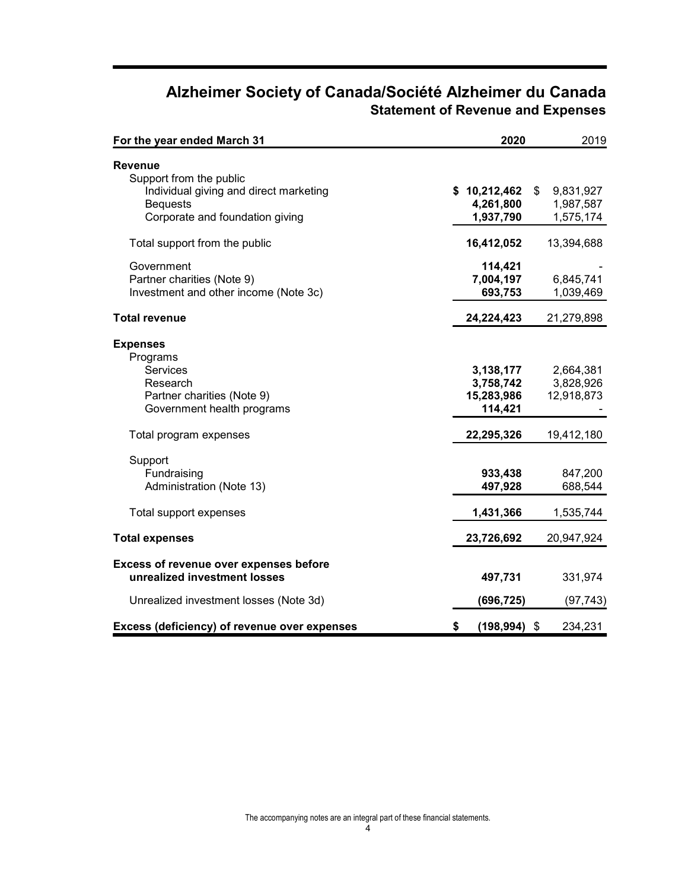# Alzheimer Society of Canada/Société Alzheimer du Canada

## Statement of Revenue and Expenses

| For the year ended March 31 | 2020 | 2019 |
|---|---|---|
| **Revenue** | | |
| Support from the public | | |
| Individual giving and direct marketing | **$ 10,212,462** | $ 9,831,927 |
| Bequests | **4,261,800** | 1,987,587 |
| Corporate and foundation giving | **1,937,790** | 1,575,174 |
| Total support from the public | **16,412,052** | 13,394,688 |
| Government | **114,421** | - |
| Partner charities (Note 9) | **7,004,197** | 6,845,741 |
| Investment and other income (Note 3c) | **693,753** | 1,039,469 |
| **Total revenue** | **24,224,423** | 21,279,898 |
| **Expenses** | | |
| Programs | | |
| Services | **3,138,177** | 2,664,381 |
| Research | **3,758,742** | 3,828,926 |
| Partner charities (Note 9) | **15,283,986** | 12,918,873 |
| Government health programs | **114,421** | - |
| Total program expenses | **22,295,326** | 19,412,180 |
| Support | | |
| Fundraising | **933,438** | 847,200 |
| Administration (Note 13) | **497,928** | 688,544 |
| Total support expenses | **1,431,366** | 1,535,744 |
| **Total expenses** | **23,726,692** | 20,947,924 |
| **Excess of revenue over expenses before unrealized investment losses** | **497,731** | 331,974 |
| Unrealized investment losses (Note 3d) | **(696,725)** | (97,743) |
| **Excess (deficiency) of revenue over expenses** | **$ (198,994)** | $ 234,231 |

The accompanying notes are an integral part of these financial statements.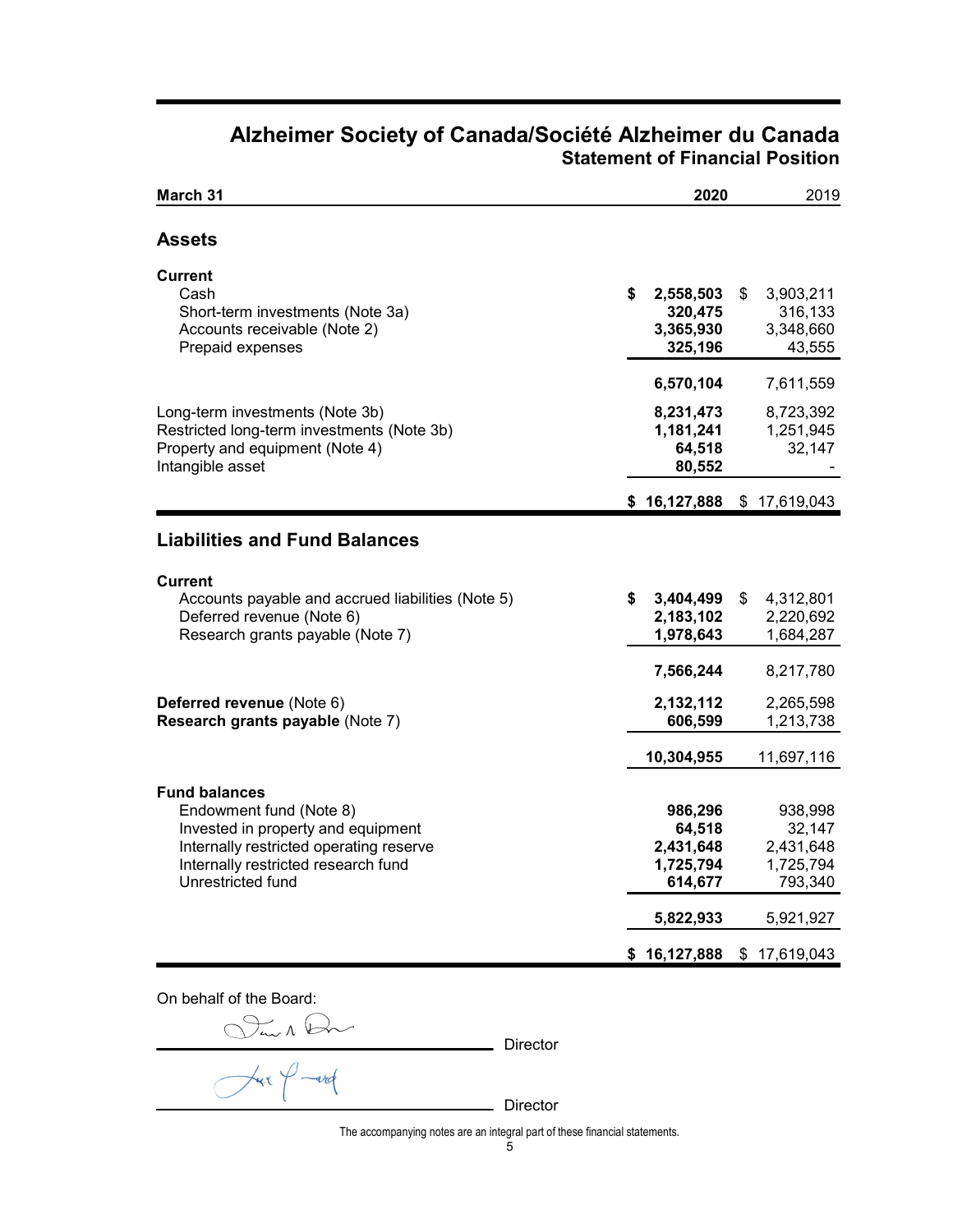# Alzheimer Society of Canada/Société Alzheimer du Canada

## Statement of Financial Position

| March 31 | 2020 | 2019 |
|---|---|---|
| **Assets** | | |
| **Current** | | |
| Cash | **$ 2,558,503** | $ 3,903,211 |
| Short-term investments (Note 3a) | **320,475** | 316,133 |
| Accounts receivable (Note 2) | **3,365,930** | 3,348,660 |
| Prepaid expenses | **325,196** | 43,555 |
| | **6,570,104** | 7,611,559 |
| Long-term investments (Note 3b) | **8,231,473** | 8,723,392 |
| Restricted long-term investments (Note 3b) | **1,181,241** | 1,251,945 |
| Property and equipment (Note 4) | **64,518** | 32,147 |
| Intangible asset | **80,552** | - |
| | **$ 16,127,888** | $ 17,619,043 |
| **Liabilities and Fund Balances** | | |
| **Current** | | |
| Accounts payable and accrued liabilities (Note 5) | **$ 3,404,499** | $ 4,312,801 |
| Deferred revenue (Note 6) | **2,183,102** | 2,220,692 |
| Research grants payable (Note 7) | **1,978,643** | 1,684,287 |
| | **7,566,244** | 8,217,780 |
| **Deferred revenue** (Note 6) | **2,132,112** | 2,265,598 |
| **Research grants payable** (Note 7) | **606,599** | 1,213,738 |
| | **10,304,955** | 11,697,116 |
| **Fund balances** | | |
| Endowment fund (Note 8) | **986,296** | 938,998 |
| Invested in property and equipment | **64,518** | 32,147 |
| Internally restricted operating reserve | **2,431,648** | 2,431,648 |
| Internally restricted research fund | **1,725,794** | 1,725,794 |
| Unrestricted fund | **614,677** | 793,340 |
| | **5,822,933** | 5,921,927 |
| | **$ 16,127,888** | $ 17,619,043 |

On behalf of the Board:

_______________________________ Director

_______________________________ Director

The accompanying notes are an integral part of these financial statements.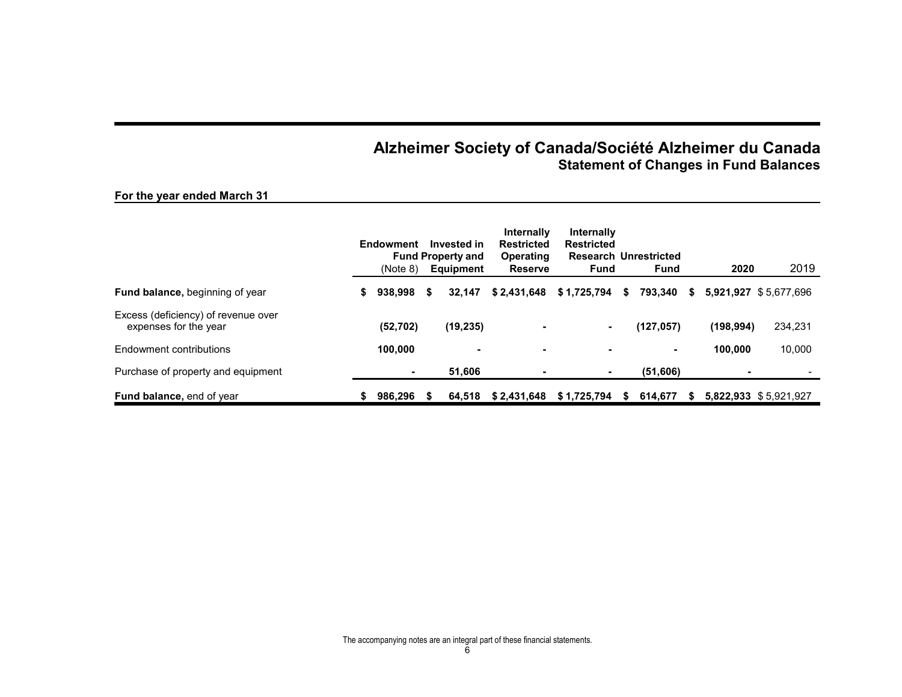# Alzheimer Society of Canada/Société Alzheimer du Canada

## Statement of Changes in Fund Balances

**For the year ended March 31**

| | Endowment Fund (Note 8) | Invested in Property and Equipment | Internally Restricted Operating Reserve | Internally Restricted Research Fund | Unrestricted Fund | 2020 | 2019 |
|---|---|---|---|---|---|---|---|
| **Fund balance,** beginning of year | $ 938,998 | $ 32,147 | $ 2,431,648 | $ 1,725,794 | $ 793,340 | $ 5,921,927 | $ 5,677,696 |
| Excess (deficiency) of revenue over expenses for the year | (52,702) | (19,235) | - | - | (127,057) | (198,994) | 234,231 |
| Endowment contributions | 100,000 | - | - | - | - | 100,000 | 10,000 |
| Purchase of property and equipment | - | 51,606 | - | - | (51,606) | - | - |
| **Fund balance,** end of year | $ 986,296 | $ 64,518 | $ 2,431,648 | $ 1,725,794 | $ 614,677 | $ 5,822,933 | $ 5,921,927 |

The accompanying notes are an integral part of these financial statements.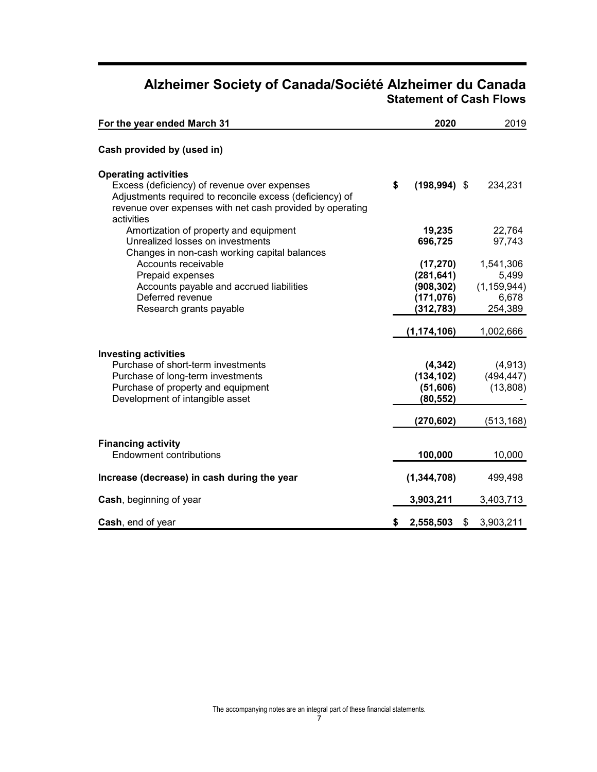# Alzheimer Society of Canada/Société Alzheimer du Canada

## Statement of Cash Flows

| For the year ended March 31 | 2020 | 2019 |
|---|---|---|
| **Cash provided by (used in)** | | |
| **Operating activities** | | |
| Excess (deficiency) of revenue over expenses | $ (198,994) | $ 234,231 |
| Adjustments required to reconcile excess (deficiency) of revenue over expenses with net cash provided by operating activities | | |
| Amortization of property and equipment | 19,235 | 22,764 |
| Unrealized losses on investments | 696,725 | 97,743 |
| Changes in non-cash working capital balances | | |
| Accounts receivable | (17,270) | 1,541,306 |
| Prepaid expenses | (281,641) | 5,499 |
| Accounts payable and accrued liabilities | (908,302) | (1,159,944) |
| Deferred revenue | (171,076) | 6,678 |
| Research grants payable | (312,783) | 254,389 |
| | (1,174,106) | 1,002,666 |
| **Investing activities** | | |
| Purchase of short-term investments | (4,342) | (4,913) |
| Purchase of long-term investments | (134,102) | (494,447) |
| Purchase of property and equipment | (51,606) | (13,808) |
| Development of intangible asset | (80,552) | - |
| | (270,602) | (513,168) |
| **Financing activity** | | |
| Endowment contributions | 100,000 | 10,000 |
| **Increase (decrease) in cash during the year** | (1,344,708) | 499,498 |
| **Cash**, beginning of year | 3,903,211 | 3,403,713 |
| **Cash**, end of year | $ 2,558,503 | $ 3,903,211 |

The accompanying notes are an integral part of these financial statements.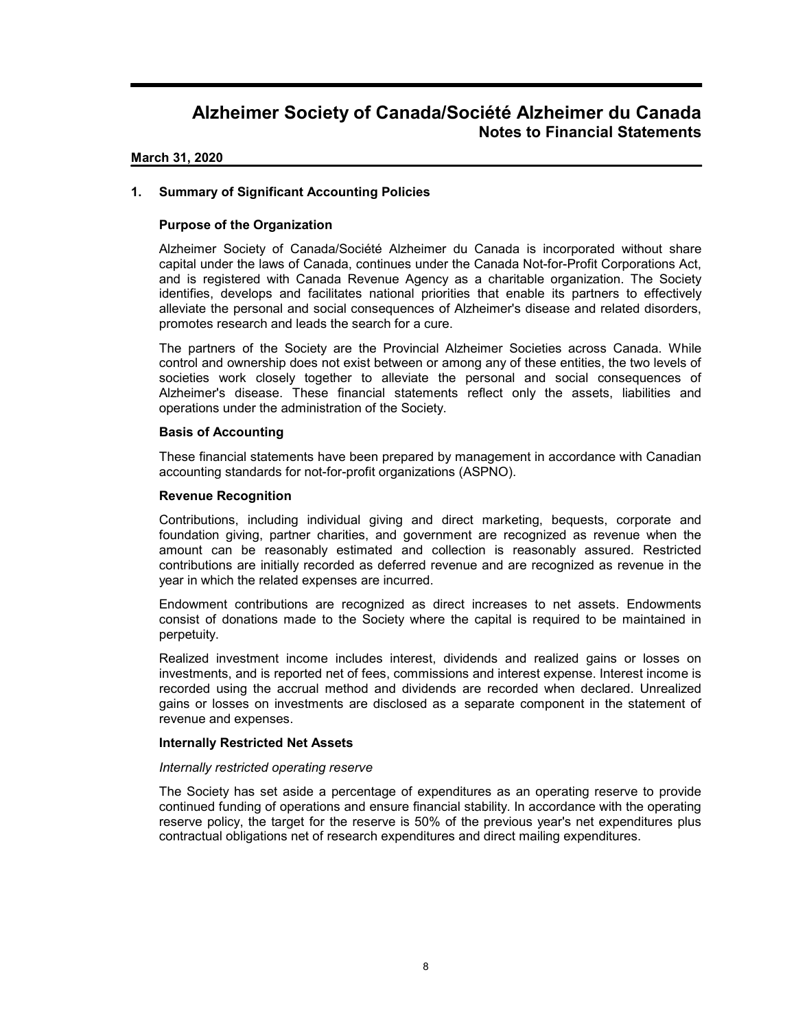# Alzheimer Society of Canada/Société Alzheimer du Canada
## Notes to Financial Statements

**March 31, 2020**

### 1. Summary of Significant Accounting Policies

#### Purpose of the Organization

Alzheimer Society of Canada/Société Alzheimer du Canada is incorporated without share capital under the laws of Canada, continues under the Canada Not-for-Profit Corporations Act, and is registered with Canada Revenue Agency as a charitable organization. The Society identifies, develops and facilitates national priorities that enable its partners to effectively alleviate the personal and social consequences of Alzheimer's disease and related disorders, promotes research and leads the search for a cure.

The partners of the Society are the Provincial Alzheimer Societies across Canada. While control and ownership does not exist between or among any of these entities, the two levels of societies work closely together to alleviate the personal and social consequences of Alzheimer's disease. These financial statements reflect only the assets, liabilities and operations under the administration of the Society.

#### Basis of Accounting

These financial statements have been prepared by management in accordance with Canadian accounting standards for not-for-profit organizations (ASPNO).

#### Revenue Recognition

Contributions, including individual giving and direct marketing, bequests, corporate and foundation giving, partner charities, and government are recognized as revenue when the amount can be reasonably estimated and collection is reasonably assured. Restricted contributions are initially recorded as deferred revenue and are recognized as revenue in the year in which the related expenses are incurred.

Endowment contributions are recognized as direct increases to net assets. Endowments consist of donations made to the Society where the capital is required to be maintained in perpetuity.

Realized investment income includes interest, dividends and realized gains or losses on investments, and is reported net of fees, commissions and interest expense. Interest income is recorded using the accrual method and dividends are recorded when declared. Unrealized gains or losses on investments are disclosed as a separate component in the statement of revenue and expenses.

#### Internally Restricted Net Assets

*Internally restricted operating reserve*

The Society has set aside a percentage of expenditures as an operating reserve to provide continued funding of operations and ensure financial stability. In accordance with the operating reserve policy, the target for the reserve is 50% of the previous year's net expenditures plus contractual obligations net of research expenditures and direct mailing expenditures.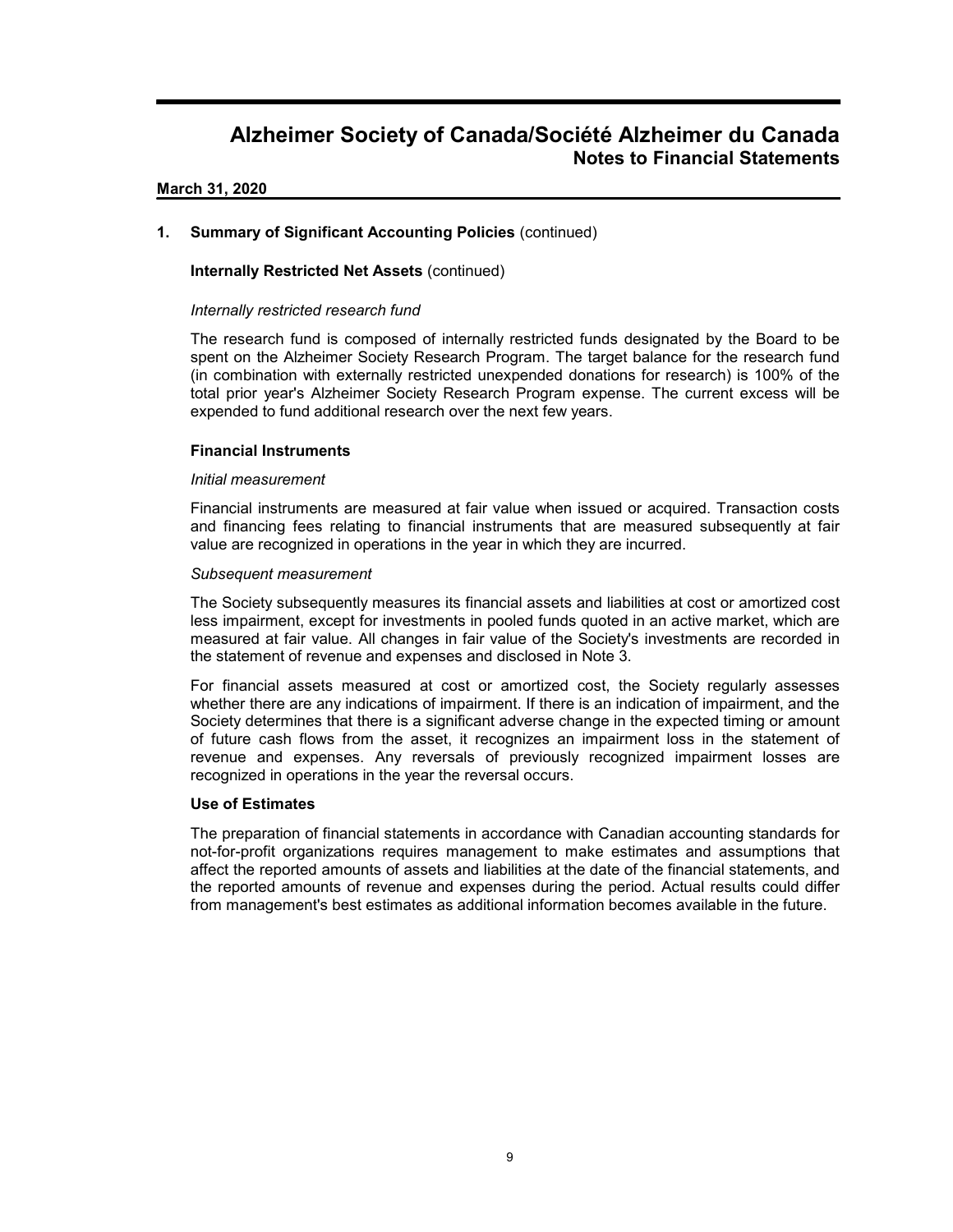# Alzheimer Society of Canada/Société Alzheimer du Canada
## Notes to Financial Statements

**March 31, 2020**

### 1. Summary of Significant Accounting Policies (continued)

**Internally Restricted Net Assets** (continued)

*Internally restricted research fund*

The research fund is composed of internally restricted funds designated by the Board to be spent on the Alzheimer Society Research Program. The target balance for the research fund (in combination with externally restricted unexpended donations for research) is 100% of the total prior year's Alzheimer Society Research Program expense. The current excess will be expended to fund additional research over the next few years.

**Financial Instruments**

*Initial measurement*

Financial instruments are measured at fair value when issued or acquired. Transaction costs and financing fees relating to financial instruments that are measured subsequently at fair value are recognized in operations in the year in which they are incurred.

*Subsequent measurement*

The Society subsequently measures its financial assets and liabilities at cost or amortized cost less impairment, except for investments in pooled funds quoted in an active market, which are measured at fair value. All changes in fair value of the Society's investments are recorded in the statement of revenue and expenses and disclosed in Note 3.

For financial assets measured at cost or amortized cost, the Society regularly assesses whether there are any indications of impairment. If there is an indication of impairment, and the Society determines that there is a significant adverse change in the expected timing or amount of future cash flows from the asset, it recognizes an impairment loss in the statement of revenue and expenses. Any reversals of previously recognized impairment losses are recognized in operations in the year the reversal occurs.

**Use of Estimates**

The preparation of financial statements in accordance with Canadian accounting standards for not-for-profit organizations requires management to make estimates and assumptions that affect the reported amounts of assets and liabilities at the date of the financial statements, and the reported amounts of revenue and expenses during the period. Actual results could differ from management's best estimates as additional information becomes available in the future.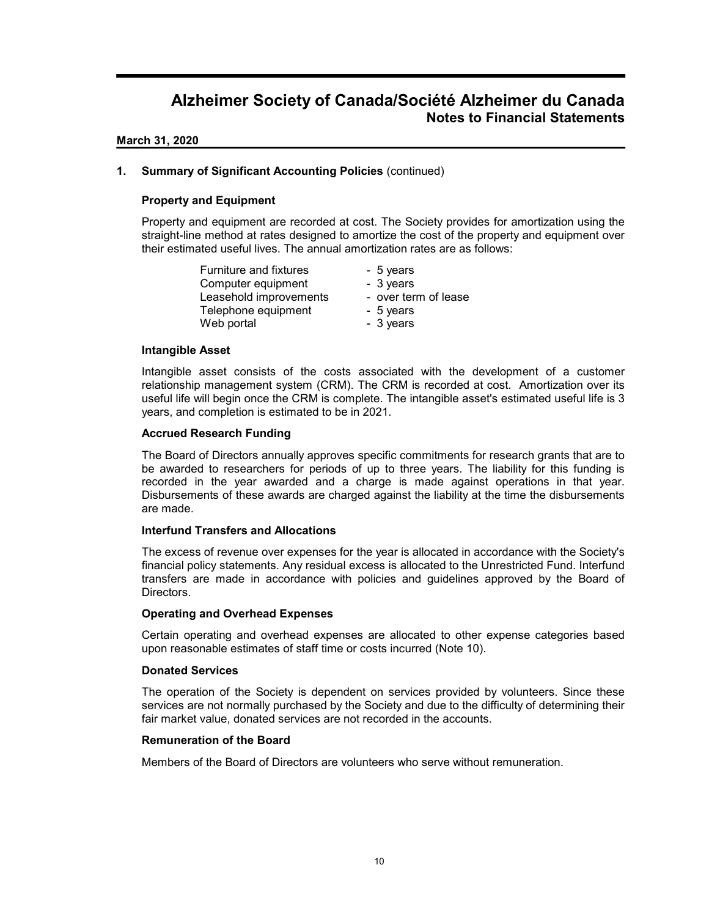# Alzheimer Society of Canada/Société Alzheimer du Canada
## Notes to Financial Statements

**March 31, 2020**

### 1. Summary of Significant Accounting Policies (continued)

#### Property and Equipment

Property and equipment are recorded at cost. The Society provides for amortization using the straight-line method at rates designed to amortize the cost of the property and equipment over their estimated useful lives. The annual amortization rates are as follows:

| | |
|---|---|
| Furniture and fixtures | - 5 years |
| Computer equipment | - 3 years |
| Leasehold improvements | - over term of lease |
| Telephone equipment | - 5 years |
| Web portal | - 3 years |

#### Intangible Asset

Intangible asset consists of the costs associated with the development of a customer relationship management system (CRM). The CRM is recorded at cost. Amortization over its useful life will begin once the CRM is complete. The intangible asset's estimated useful life is 3 years, and completion is estimated to be in 2021.

#### Accrued Research Funding

The Board of Directors annually approves specific commitments for research grants that are to be awarded to researchers for periods of up to three years. The liability for this funding is recorded in the year awarded and a charge is made against operations in that year. Disbursements of these awards are charged against the liability at the time the disbursements are made.

#### Interfund Transfers and Allocations

The excess of revenue over expenses for the year is allocated in accordance with the Society's financial policy statements. Any residual excess is allocated to the Unrestricted Fund. Interfund transfers are made in accordance with policies and guidelines approved by the Board of Directors.

#### Operating and Overhead Expenses

Certain operating and overhead expenses are allocated to other expense categories based upon reasonable estimates of staff time or costs incurred (Note 10).

#### Donated Services

The operation of the Society is dependent on services provided by volunteers. Since these services are not normally purchased by the Society and due to the difficulty of determining their fair market value, donated services are not recorded in the accounts.

#### Remuneration of the Board

Members of the Board of Directors are volunteers who serve without remuneration.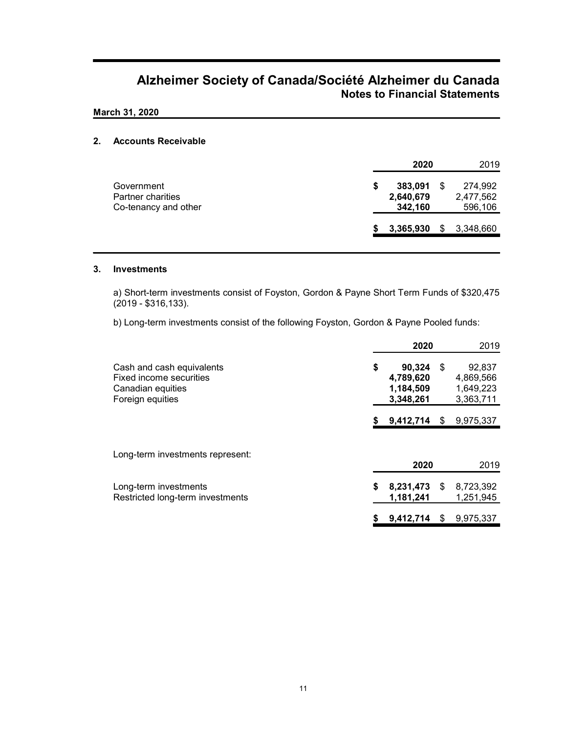# Alzheimer Society of Canada/Société Alzheimer du Canada
## Notes to Financial Statements

**March 31, 2020**

### 2. Accounts Receivable

| | 2020 | 2019 |
|---|---|---|
| Government | $ 383,091 | $ 274,992 |
| Partner charities | 2,640,679 | 2,477,562 |
| Co-tenancy and other | 342,160 | 596,106 |
| | $ 3,365,930 | $ 3,348,660 |

### 3. Investments

a) Short-term investments consist of Foyston, Gordon & Payne Short Term Funds of $320,475 (2019 - $316,133).

b) Long-term investments consist of the following Foyston, Gordon & Payne Pooled funds:

| | 2020 | 2019 |
|---|---|---|
| Cash and cash equivalents | $ 90,324 | $ 92,837 |
| Fixed income securities | 4,789,620 | 4,869,566 |
| Canadian equities | 1,184,509 | 1,649,223 |
| Foreign equities | 3,348,261 | 3,363,711 |
| | $ 9,412,714 | $ 9,975,337 |

Long-term investments represent:

| | 2020 | 2019 |
|---|---|---|
| Long-term investments | $ 8,231,473 | $ 8,723,392 |
| Restricted long-term investments | 1,181,241 | 1,251,945 |
| | $ 9,412,714 | $ 9,975,337 |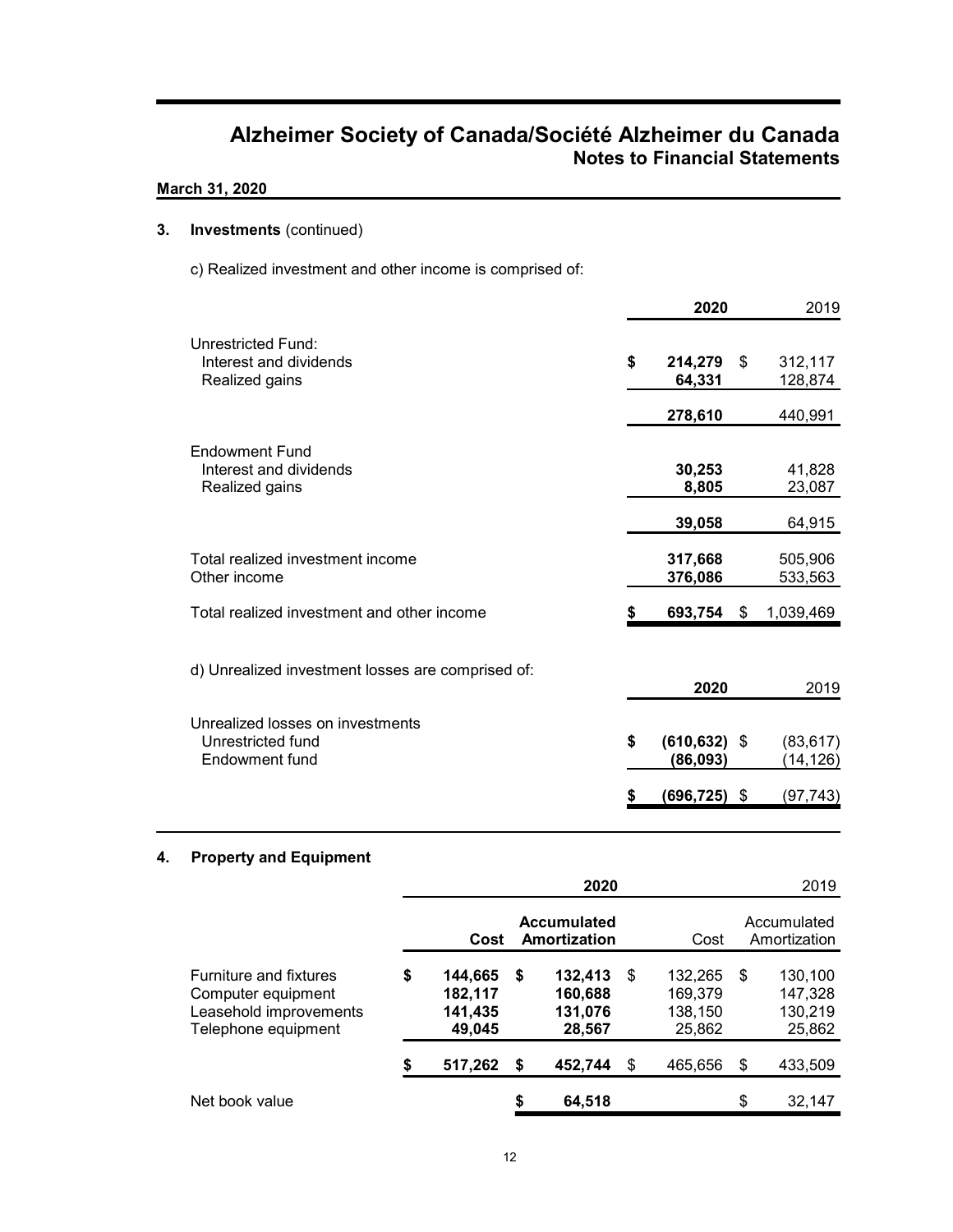# Alzheimer Society of Canada/Société Alzheimer du Canada
## Notes to Financial Statements

**March 31, 2020**

### 3. Investments (continued)

c) Realized investment and other income is comprised of:

| | **2020** | 2019 |
|---|---|---|
| Unrestricted Fund: | | |
| Interest and dividends | **$ 214,279** | $ 312,117 |
| Realized gains | **64,331** | 128,874 |
| | **278,610** | 440,991 |
| Endowment Fund | | |
| Interest and dividends | **30,253** | 41,828 |
| Realized gains | **8,805** | 23,087 |
| | **39,058** | 64,915 |
| Total realized investment income | **317,668** | 505,906 |
| Other income | **376,086** | 533,563 |
| Total realized investment and other income | **$ 693,754** | $ 1,039,469 |

d) Unrealized investment losses are comprised of:

| | **2020** | 2019 |
|---|---|---|
| Unrealized losses on investments | | |
| Unrestricted fund | **$ (610,632)** | $ (83,617) |
| Endowment fund | **(86,093)** | (14,126) |
| | **$ (696,725)** | $ (97,743) |

### 4. Property and Equipment

| | **2020** | | 2019 | |
|---|---|---|---|---|
| | **Cost** | **Accumulated Amortization** | Cost | Accumulated Amortization |
| Furniture and fixtures | **$ 144,665** | **$ 132,413** | $ 132,265 | $ 130,100 |
| Computer equipment | **182,117** | **160,688** | 169,379 | 147,328 |
| Leasehold improvements | **141,435** | **131,076** | 138,150 | 130,219 |
| Telephone equipment | **49,045** | **28,567** | 25,862 | 25,862 |
| | **$ 517,262** | **$ 452,744** | $ 465,656 | $ 433,509 |
| Net book value | | **$ 64,518** | | $ 32,147 |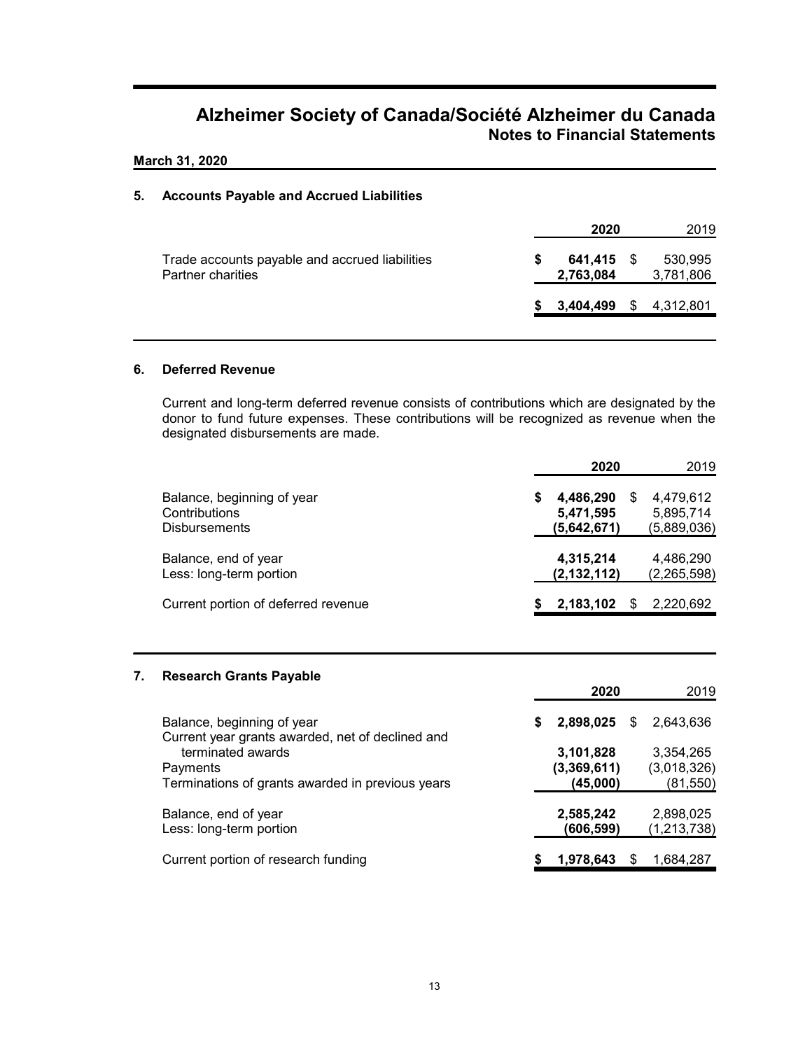# Alzheimer Society of Canada/Société Alzheimer du Canada
## Notes to Financial Statements

**March 31, 2020**

### 5. Accounts Payable and Accrued Liabilities

| | 2020 | 2019 |
|---|---|---|
| Trade accounts payable and accrued liabilities | **$ 641,415** | $ 530,995 |
| Partner charities | **2,763,084** | 3,781,806 |
| | **$ 3,404,499** | $ 4,312,801 |

### 6. Deferred Revenue

Current and long-term deferred revenue consists of contributions which are designated by the donor to fund future expenses. These contributions will be recognized as revenue when the designated disbursements are made.

| | 2020 | 2019 |
|---|---|---|
| Balance, beginning of year | **$ 4,486,290** | $ 4,479,612 |
| Contributions | **5,471,595** | 5,895,714 |
| Disbursements | **(5,642,671)** | (5,889,036) |
| Balance, end of year | **4,315,214** | 4,486,290 |
| Less: long-term portion | **(2,132,112)** | (2,265,598) |
| Current portion of deferred revenue | **$ 2,183,102** | $ 2,220,692 |

### 7. Research Grants Payable

| | 2020 | 2019 |
|---|---|---|
| Balance, beginning of year | **$ 2,898,025** | $ 2,643,636 |
| Current year grants awarded, net of declined and terminated awards | **3,101,828** | 3,354,265 |
| Payments | **(3,369,611)** | (3,018,326) |
| Terminations of grants awarded in previous years | **(45,000)** | (81,550) |
| Balance, end of year | **2,585,242** | 2,898,025 |
| Less: long-term portion | **(606,599)** | (1,213,738) |
| Current portion of research funding | **$ 1,978,643** | $ 1,684,287 |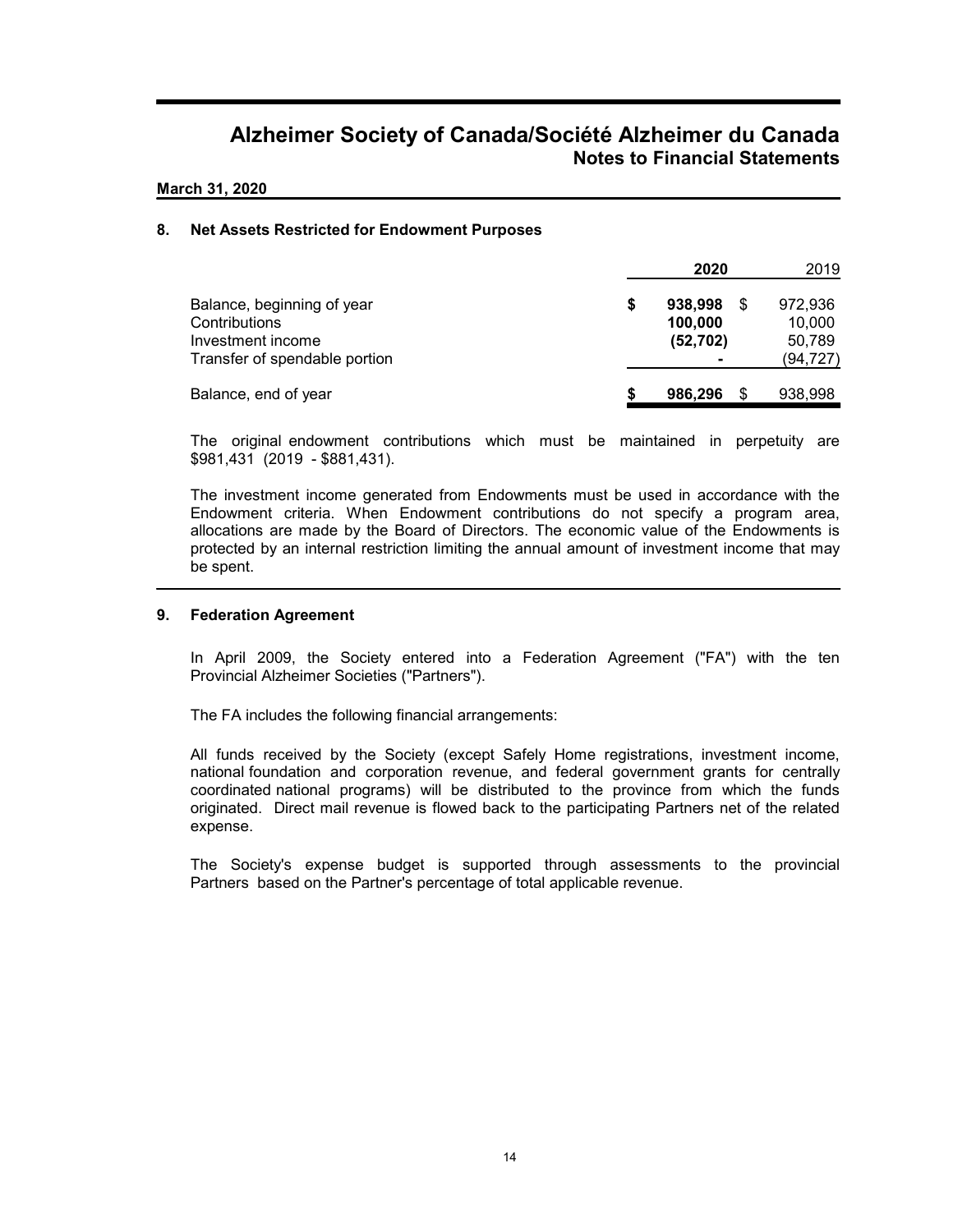# Alzheimer Society of Canada/Société Alzheimer du Canada

## Notes to Financial Statements

**March 31, 2020**

### 8. Net Assets Restricted for Endowment Purposes

| | **2020** | 2019 |
|---|---|---|
| Balance, beginning of year | **$ 938,998** | $ 972,936 |
| Contributions | **100,000** | 10,000 |
| Investment income | **(52,702)** | 50,789 |
| Transfer of spendable portion | **-** | (94,727) |
| Balance, end of year | **$ 986,296** | $ 938,998 |

The original endowment contributions which must be maintained in perpetuity are \$981,431 (2019 - \$881,431).

The investment income generated from Endowments must be used in accordance with the Endowment criteria. When Endowment contributions do not specify a program area, allocations are made by the Board of Directors. The economic value of the Endowments is protected by an internal restriction limiting the annual amount of investment income that may be spent.

### 9. Federation Agreement

In April 2009, the Society entered into a Federation Agreement ("FA") with the ten Provincial Alzheimer Societies ("Partners").

The FA includes the following financial arrangements:

All funds received by the Society (except Safely Home registrations, investment income, national foundation and corporation revenue, and federal government grants for centrally coordinated national programs) will be distributed to the province from which the funds originated. Direct mail revenue is flowed back to the participating Partners net of the related expense.

The Society's expense budget is supported through assessments to the provincial Partners based on the Partner's percentage of total applicable revenue.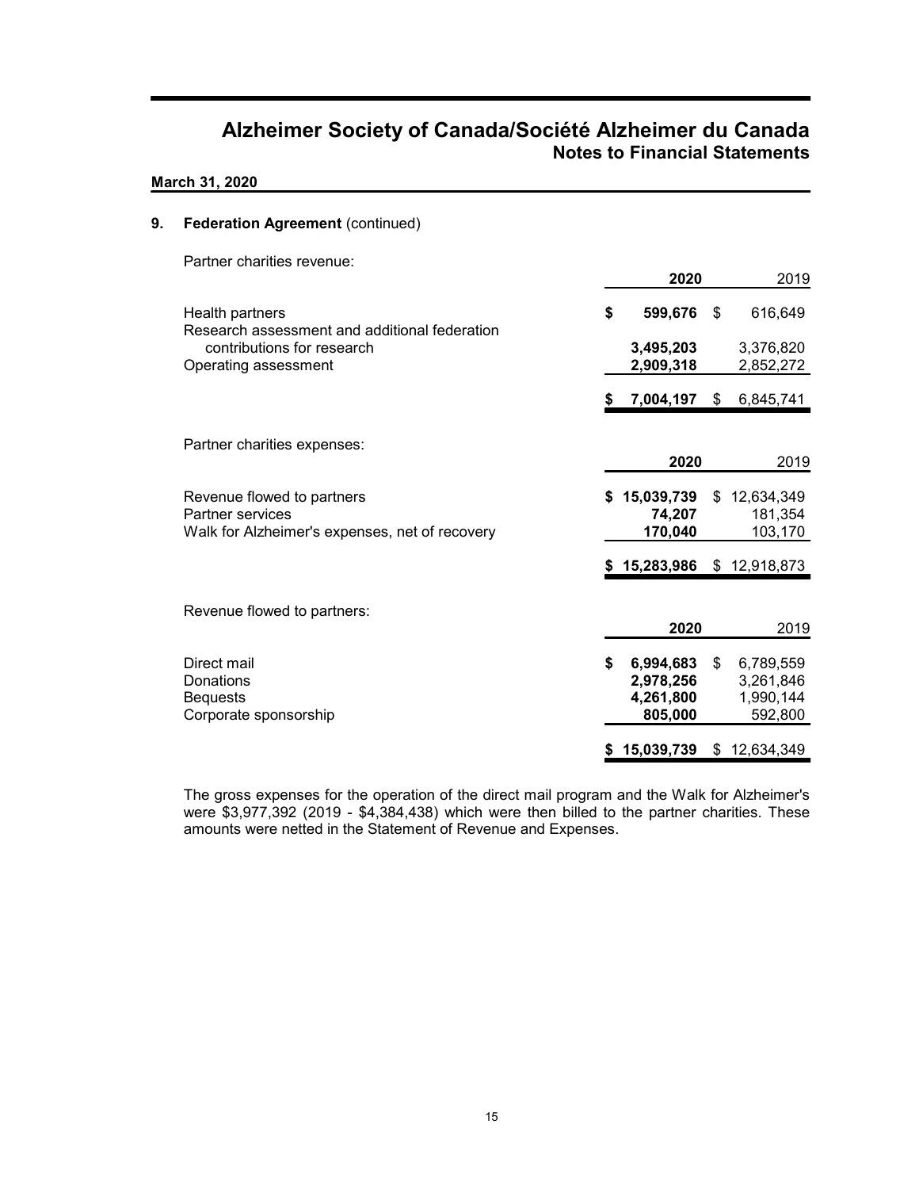# Alzheimer Society of Canada/Société Alzheimer du Canada
## Notes to Financial Statements

**March 31, 2020**

### 9. Federation Agreement (continued)

Partner charities revenue:

| | 2020 | 2019 |
|---|---|---|
| Health partners | $ 599,676 | $ 616,649 |
| Research assessment and additional federation contributions for research | 3,495,203 | 3,376,820 |
| Operating assessment | 2,909,318 | 2,852,272 |
| | $ 7,004,197 | $ 6,845,741 |

Partner charities expenses:

| | 2020 | 2019 |
|---|---|---|
| Revenue flowed to partners | $ 15,039,739 | $ 12,634,349 |
| Partner services | 74,207 | 181,354 |
| Walk for Alzheimer's expenses, net of recovery | 170,040 | 103,170 |
| | $ 15,283,986 | $ 12,918,873 |

Revenue flowed to partners:

| | 2020 | 2019 |
|---|---|---|
| Direct mail | $ 6,994,683 | $ 6,789,559 |
| Donations | 2,978,256 | 3,261,846 |
| Bequests | 4,261,800 | 1,990,144 |
| Corporate sponsorship | 805,000 | 592,800 |
| | $ 15,039,739 | $ 12,634,349 |

The gross expenses for the operation of the direct mail program and the Walk for Alzheimer's were $3,977,392 (2019 - $4,384,438) which were then billed to the partner charities. These amounts were netted in the Statement of Revenue and Expenses.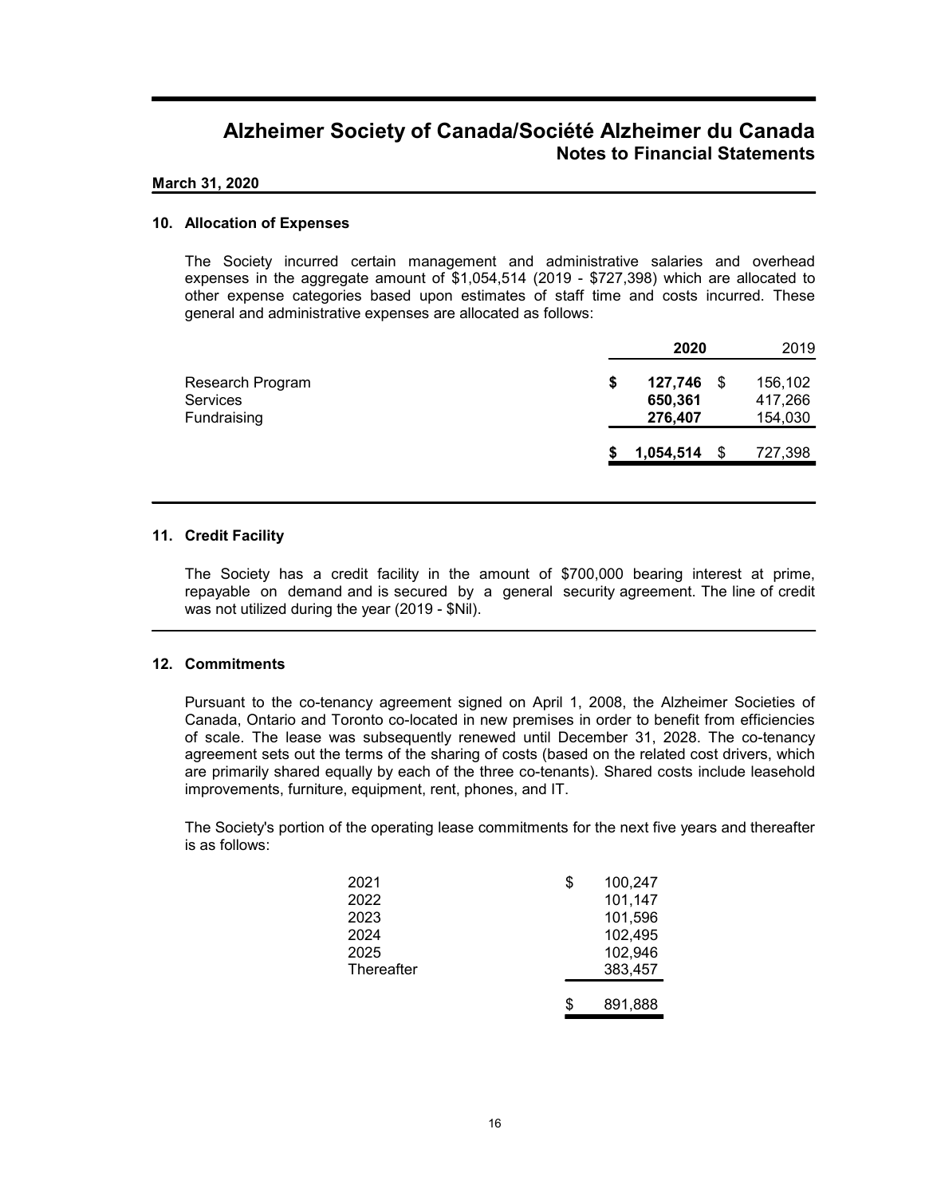# Alzheimer Society of Canada/Société Alzheimer du Canada
## Notes to Financial Statements

**March 31, 2020**

### 10. Allocation of Expenses

The Society incurred certain management and administrative salaries and overhead expenses in the aggregate amount of $1,054,514 (2019 - $727,398) which are allocated to other expense categories based upon estimates of staff time and costs incurred. These general and administrative expenses are allocated as follows:

| | **2020** | 2019 |
|---|---|---|
| Research Program | **$ 127,746** | $ 156,102 |
| Services | **650,361** | 417,266 |
| Fundraising | **276,407** | 154,030 |
| | **$ 1,054,514** | $ 727,398 |

### 11. Credit Facility

The Society has a credit facility in the amount of $700,000 bearing interest at prime, repayable on demand and is secured by a general security agreement. The line of credit was not utilized during the year (2019 - $Nil).

### 12. Commitments

Pursuant to the co-tenancy agreement signed on April 1, 2008, the Alzheimer Societies of Canada, Ontario and Toronto co-located in new premises in order to benefit from efficiencies of scale. The lease was subsequently renewed until December 31, 2028. The co-tenancy agreement sets out the terms of the sharing of costs (based on the related cost drivers, which are primarily shared equally by each of the three co-tenants). Shared costs include leasehold improvements, furniture, equipment, rent, phones, and IT.

The Society's portion of the operating lease commitments for the next five years and thereafter is as follows:

| | |
|---|---|
| 2021 | $ 100,247 |
| 2022 | 101,147 |
| 2023 | 101,596 |
| 2024 | 102,495 |
| 2025 | 102,946 |
| Thereafter | 383,457 |
| | $ 891,888 |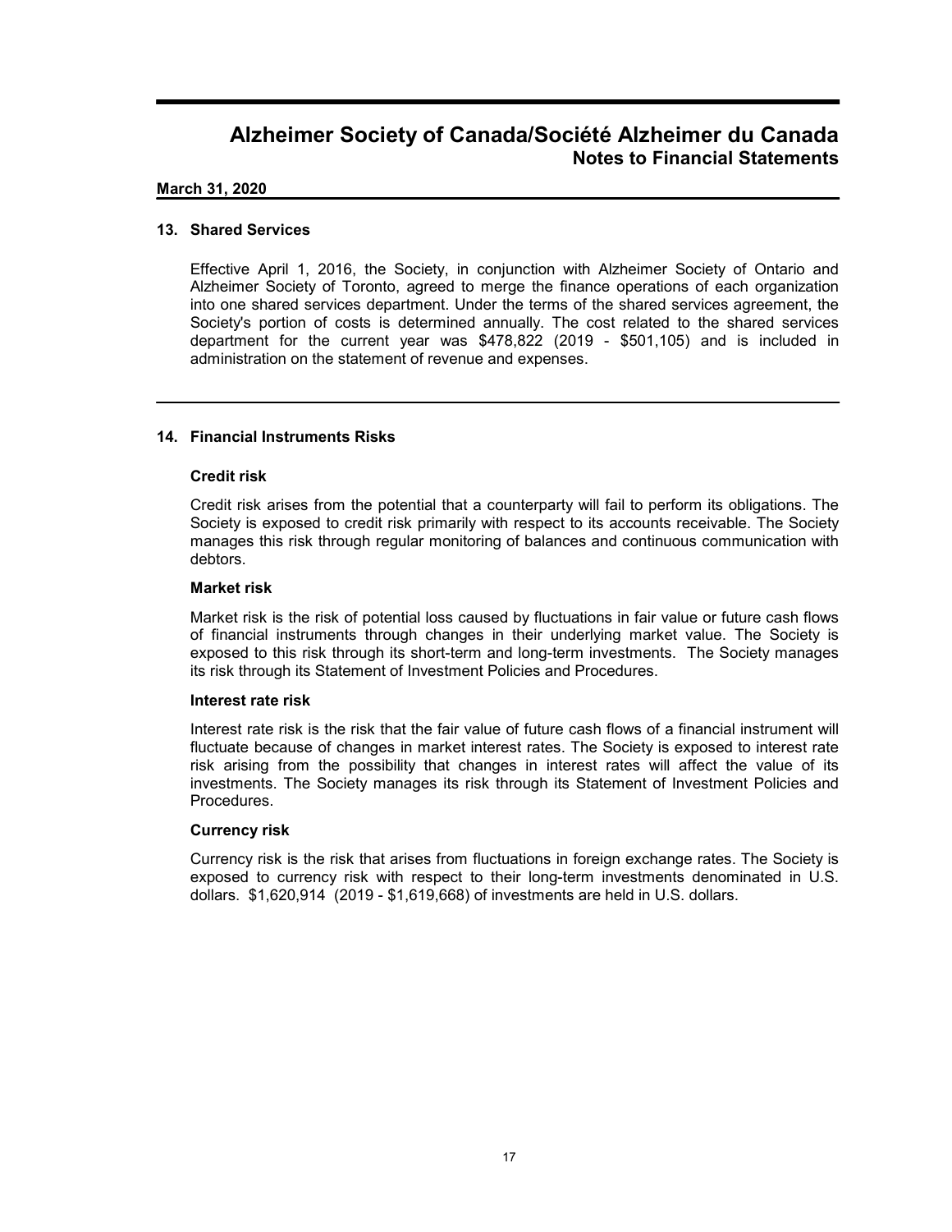# Alzheimer Society of Canada/Société Alzheimer du Canada
## Notes to Financial Statements

**March 31, 2020**

### 13. Shared Services

Effective April 1, 2016, the Society, in conjunction with Alzheimer Society of Ontario and Alzheimer Society of Toronto, agreed to merge the finance operations of each organization into one shared services department. Under the terms of the shared services agreement, the Society's portion of costs is determined annually. The cost related to the shared services department for the current year was $478,822 (2019 - $501,105) and is included in administration on the statement of revenue and expenses.

### 14. Financial Instruments Risks

**Credit risk**

Credit risk arises from the potential that a counterparty will fail to perform its obligations. The Society is exposed to credit risk primarily with respect to its accounts receivable. The Society manages this risk through regular monitoring of balances and continuous communication with debtors.

**Market risk**

Market risk is the risk of potential loss caused by fluctuations in fair value or future cash flows of financial instruments through changes in their underlying market value. The Society is exposed to this risk through its short-term and long-term investments. The Society manages its risk through its Statement of Investment Policies and Procedures.

**Interest rate risk**

Interest rate risk is the risk that the fair value of future cash flows of a financial instrument will fluctuate because of changes in market interest rates. The Society is exposed to interest rate risk arising from the possibility that changes in interest rates will affect the value of its investments. The Society manages its risk through its Statement of Investment Policies and Procedures.

**Currency risk**

Currency risk is the risk that arises from fluctuations in foreign exchange rates. The Society is exposed to currency risk with respect to their long-term investments denominated in U.S. dollars. $1,620,914 (2019 - $1,619,668) of investments are held in U.S. dollars.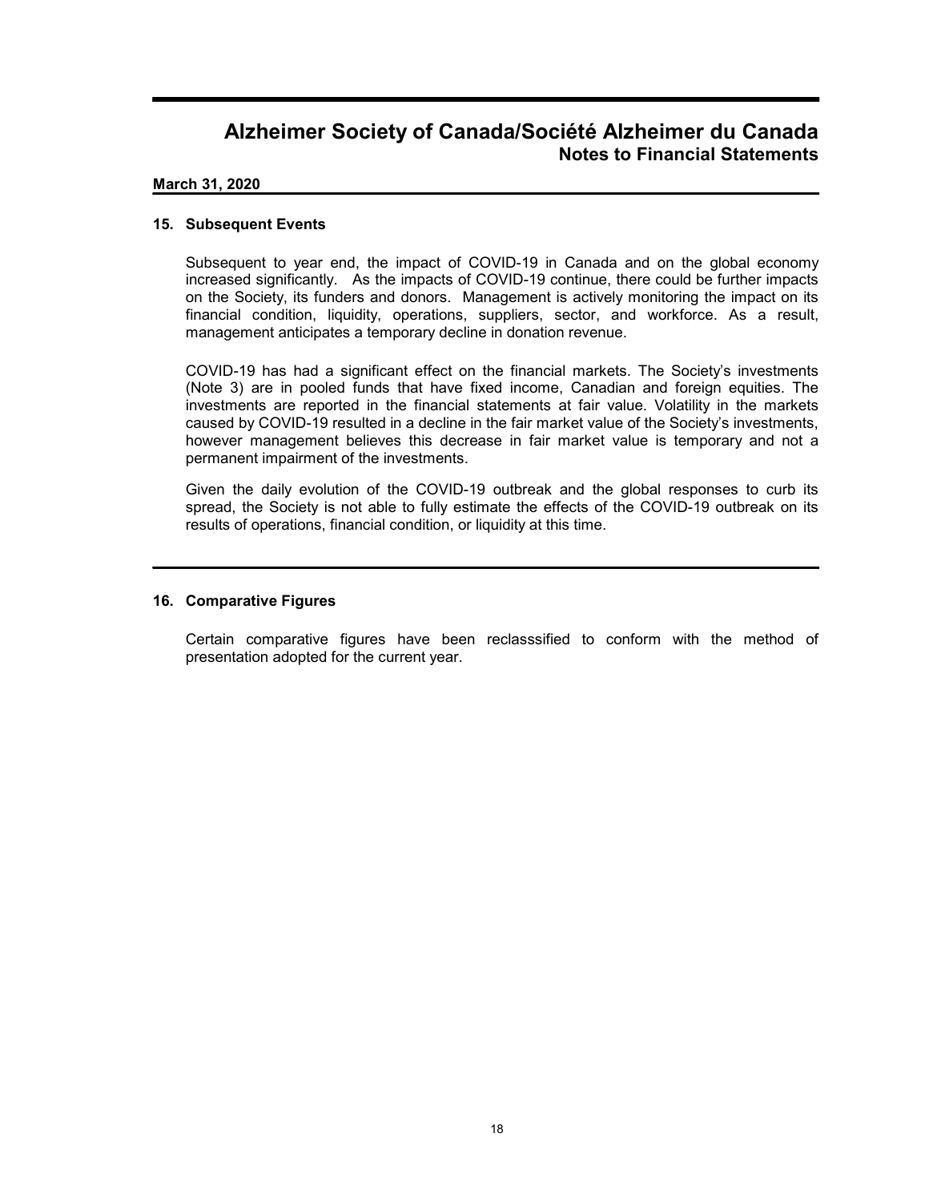# Alzheimer Society of Canada/Société Alzheimer du Canada
## Notes to Financial Statements

**March 31, 2020**

### 15. Subsequent Events

Subsequent to year end, the impact of COVID-19 in Canada and on the global economy increased significantly. As the impacts of COVID-19 continue, there could be further impacts on the Society, its funders and donors. Management is actively monitoring the impact on its financial condition, liquidity, operations, suppliers, sector, and workforce. As a result, management anticipates a temporary decline in donation revenue.

COVID-19 has had a significant effect on the financial markets. The Society's investments (Note 3) are in pooled funds that have fixed income, Canadian and foreign equities. The investments are reported in the financial statements at fair value. Volatility in the markets caused by COVID-19 resulted in a decline in the fair market value of the Society's investments, however management believes this decrease in fair market value is temporary and not a permanent impairment of the investments.

Given the daily evolution of the COVID-19 outbreak and the global responses to curb its spread, the Society is not able to fully estimate the effects of the COVID-19 outbreak on its results of operations, financial condition, or liquidity at this time.

### 16. Comparative Figures

Certain comparative figures have been reclasssified to conform with the method of presentation adopted for the current year.